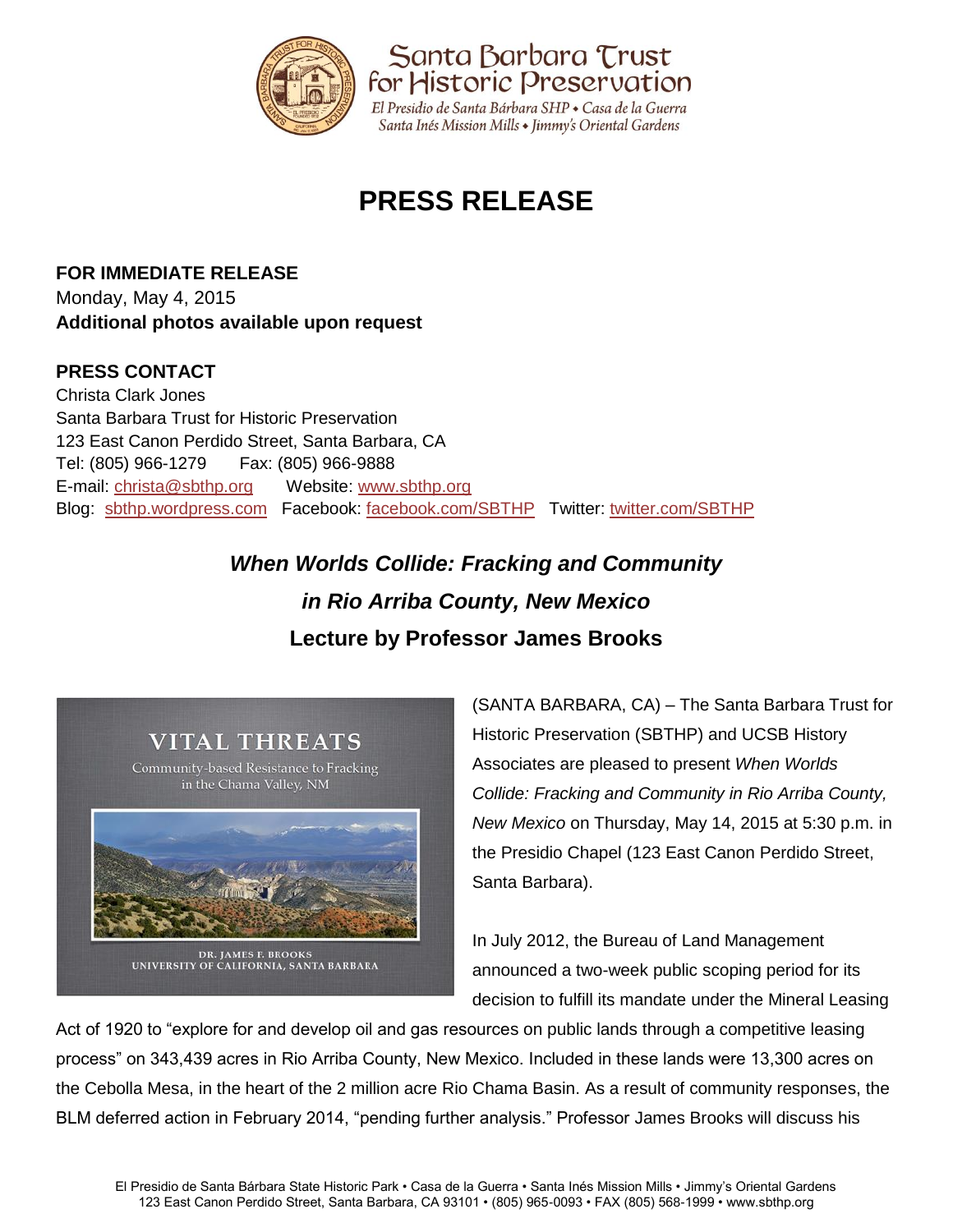Santa Barbara Trust for Historic Preservation

El Presidio de Santa Bárbara SHP • Casa de la Guerra
Santa Inés Mission Mills • Jimmy's Oriental Gardens

# PRESS RELEASE

**FOR IMMEDIATE RELEASE**
Monday, May 4, 2015
**Additional photos available upon request**

**PRESS CONTACT**
Christa Clark Jones
Santa Barbara Trust for Historic Preservation
123 East Canon Perdido Street, Santa Barbara, CA
Tel: (805) 966-1279 Fax: (805) 966-9888
E-mail: christa@sbthp.org Website: www.sbthp.org
Blog: sbthp.wordpress.com Facebook: facebook.com/SBTHP Twitter: twitter.com/SBTHP

## *When Worlds Collide: Fracking and Community in Rio Arriba County, New Mexico*
## Lecture by Professor James Brooks

VITAL THREATS
Community-based Resistance to Fracking in the Chama Valley, NM
DR. JAMES F. BROOKS
UNIVERSITY OF CALIFORNIA, SANTA BARBARA

(SANTA BARBARA, CA) – The Santa Barbara Trust for Historic Preservation (SBTHP) and UCSB History Associates are pleased to present *When Worlds Collide: Fracking and Community in Rio Arriba County, New Mexico* on Thursday, May 14, 2015 at 5:30 p.m. in the Presidio Chapel (123 East Canon Perdido Street, Santa Barbara).

In July 2012, the Bureau of Land Management announced a two-week public scoping period for its decision to fulfill its mandate under the Mineral Leasing Act of 1920 to "explore for and develop oil and gas resources on public lands through a competitive leasing process" on 343,439 acres in Rio Arriba County, New Mexico. Included in these lands were 13,300 acres on the Cebolla Mesa, in the heart of the 2 million acre Rio Chama Basin. As a result of community responses, the BLM deferred action in February 2014, "pending further analysis." Professor James Brooks will discuss his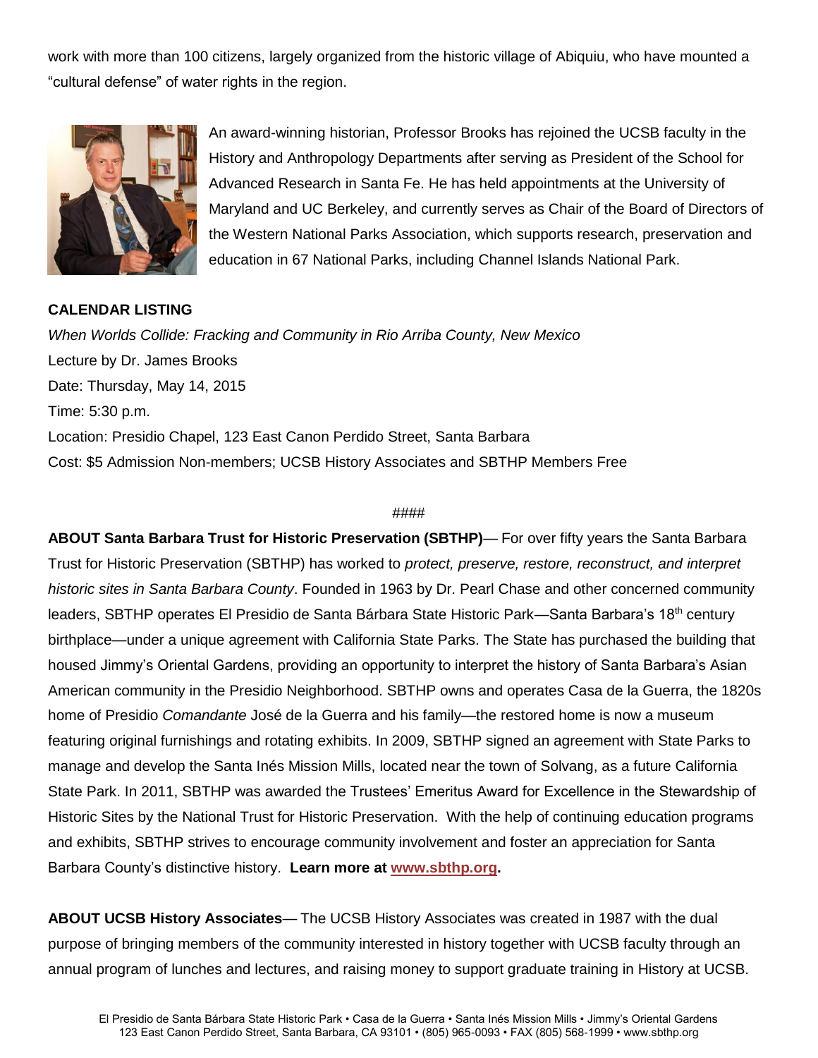work with more than 100 citizens, largely organized from the historic village of Abiquiu, who have mounted a "cultural defense" of water rights in the region.

An award-winning historian, Professor Brooks has rejoined the UCSB faculty in the History and Anthropology Departments after serving as President of the School for Advanced Research in Santa Fe. He has held appointments at the University of Maryland and UC Berkeley, and currently serves as Chair of the Board of Directors of the Western National Parks Association, which supports research, preservation and education in 67 National Parks, including Channel Islands National Park.

**CALENDAR LISTING**

*When Worlds Collide: Fracking and Community in Rio Arriba County, New Mexico*
Lecture by Dr. James Brooks
Date: Thursday, May 14, 2015
Time: 5:30 p.m.
Location: Presidio Chapel, 123 East Canon Perdido Street, Santa Barbara
Cost: $5 Admission Non-members; UCSB History Associates and SBTHP Members Free

####

**ABOUT Santa Barbara Trust for Historic Preservation (SBTHP)**— For over fifty years the Santa Barbara Trust for Historic Preservation (SBTHP) has worked to *protect, preserve, restore, reconstruct, and interpret historic sites in Santa Barbara County*. Founded in 1963 by Dr. Pearl Chase and other concerned community leaders, SBTHP operates El Presidio de Santa Bárbara State Historic Park—Santa Barbara's 18th century birthplace—under a unique agreement with California State Parks. The State has purchased the building that housed Jimmy's Oriental Gardens, providing an opportunity to interpret the history of Santa Barbara's Asian American community in the Presidio Neighborhood. SBTHP owns and operates Casa de la Guerra, the 1820s home of Presidio *Comandante* José de la Guerra and his family—the restored home is now a museum featuring original furnishings and rotating exhibits. In 2009, SBTHP signed an agreement with State Parks to manage and develop the Santa Inés Mission Mills, located near the town of Solvang, as a future California State Park. In 2011, SBTHP was awarded the Trustees' Emeritus Award for Excellence in the Stewardship of Historic Sites by the National Trust for Historic Preservation. With the help of continuing education programs and exhibits, SBTHP strives to encourage community involvement and foster an appreciation for Santa Barbara County's distinctive history. **Learn more at [www.sbthp.org](http://www.sbthp.org).**

**ABOUT UCSB History Associates**— The UCSB History Associates was created in 1987 with the dual purpose of bringing members of the community interested in history together with UCSB faculty through an annual program of lunches and lectures, and raising money to support graduate training in History at UCSB.

El Presidio de Santa Bárbara State Historic Park • Casa de la Guerra • Santa Inés Mission Mills • Jimmy's Oriental Gardens
123 East Canon Perdido Street, Santa Barbara, CA 93101 • (805) 965-0093 • FAX (805) 568-1999 • www.sbthp.org